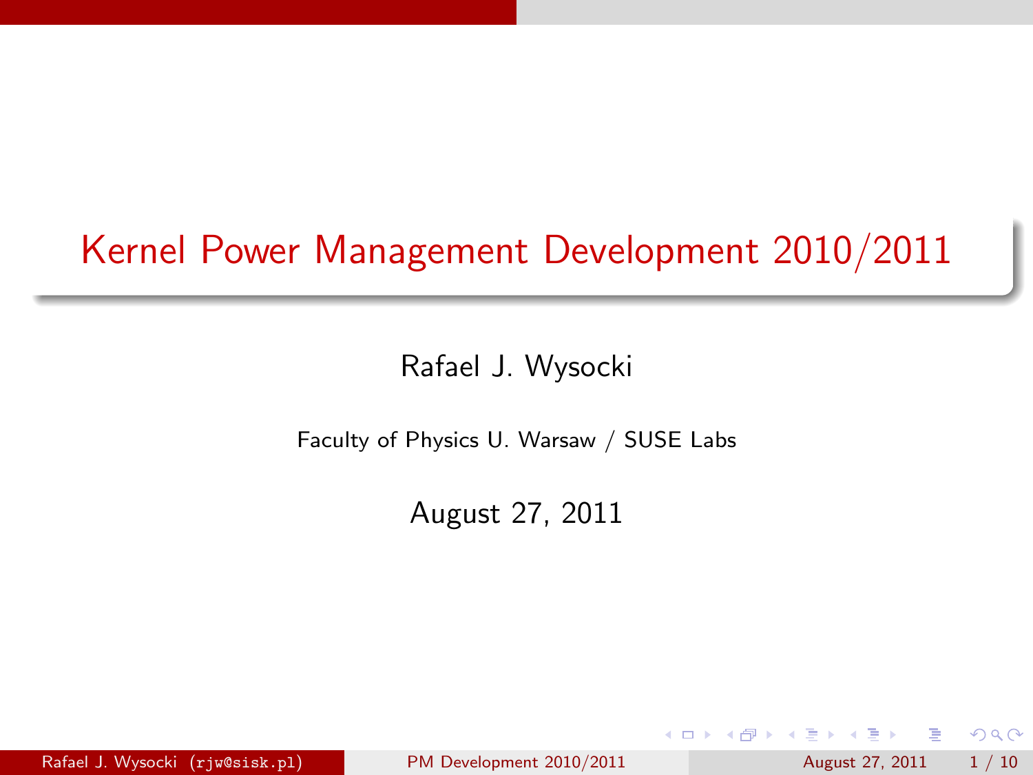# Kernel Power Management Development 2010/2011

Rafael J. Wysocki

Faculty of Physics U. Warsaw / SUSE Labs

August 27, 2011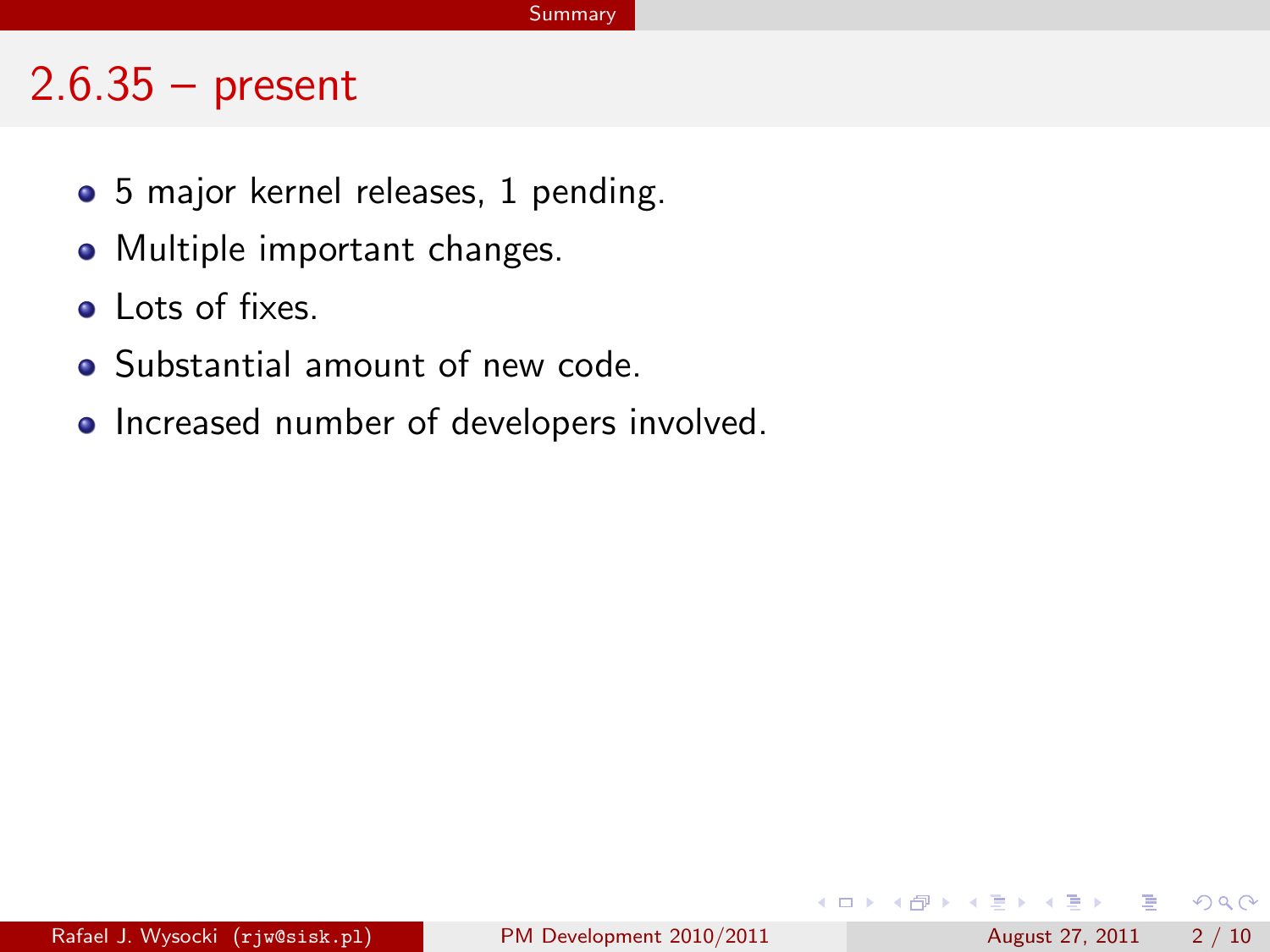## 2.6.35 – present

- 5 major kernel releases, 1 pending.
- Multiple important changes.
- Lots of fixes.
- Substantial amount of new code.
- Increased number of developers involved.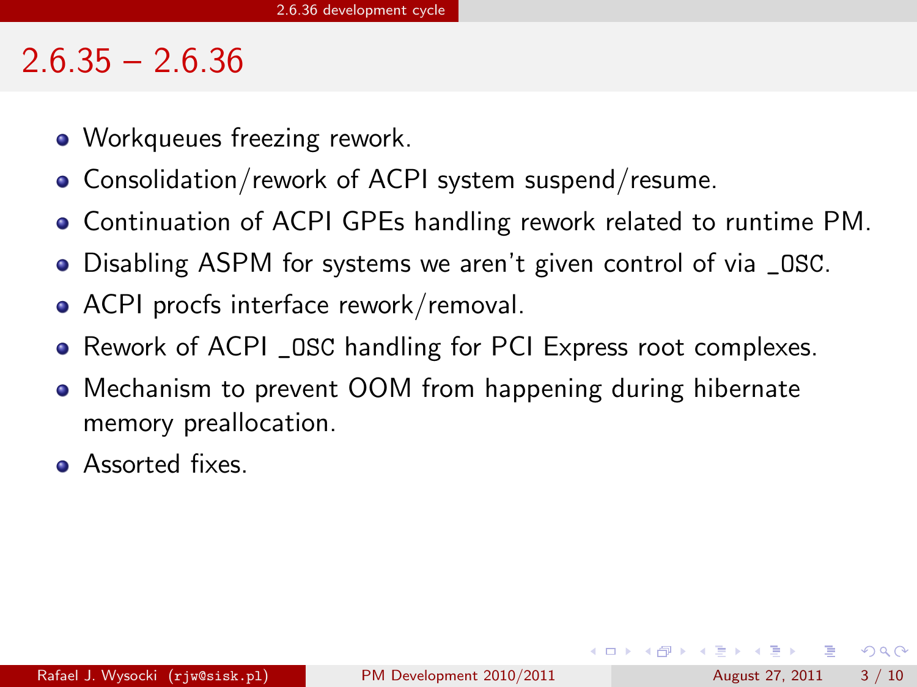## 2.6.35 – 2.6.36

- Workqueues freezing rework.
- Consolidation/rework of ACPI system suspend/resume.
- Continuation of ACPI GPEs handling rework related to runtime PM.
- Disabling ASPM for systems we aren't given control of via `_OSC`.
- ACPI procfs interface rework/removal.
- Rework of ACPI `_OSC` handling for PCI Express root complexes.
- Mechanism to prevent OOM from happening during hibernate memory preallocation.
- Assorted fixes.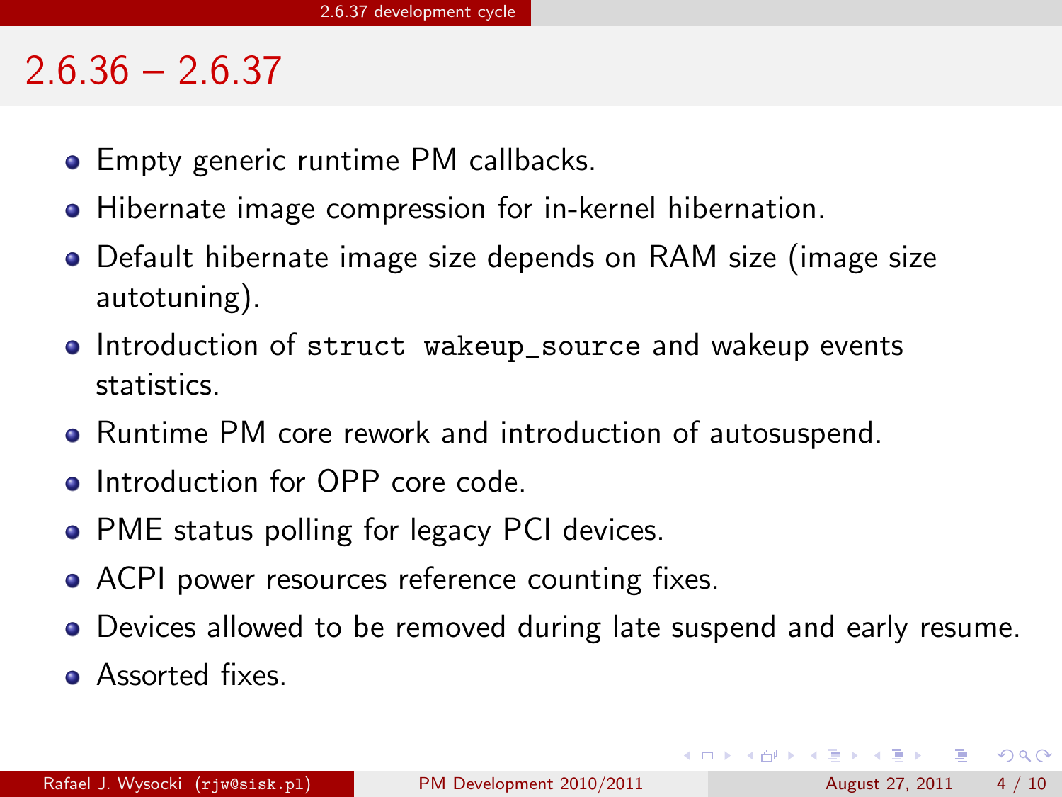# 2.6.36 – 2.6.37

- Empty generic runtime PM callbacks.
- Hibernate image compression for in-kernel hibernation.
- Default hibernate image size depends on RAM size (image size autotuning).
- Introduction of `struct wakeup_source` and wakeup events statistics.
- Runtime PM core rework and introduction of autosuspend.
- Introduction for OPP core code.
- PME status polling for legacy PCI devices.
- ACPI power resources reference counting fixes.
- Devices allowed to be removed during late suspend and early resume.
- Assorted fixes.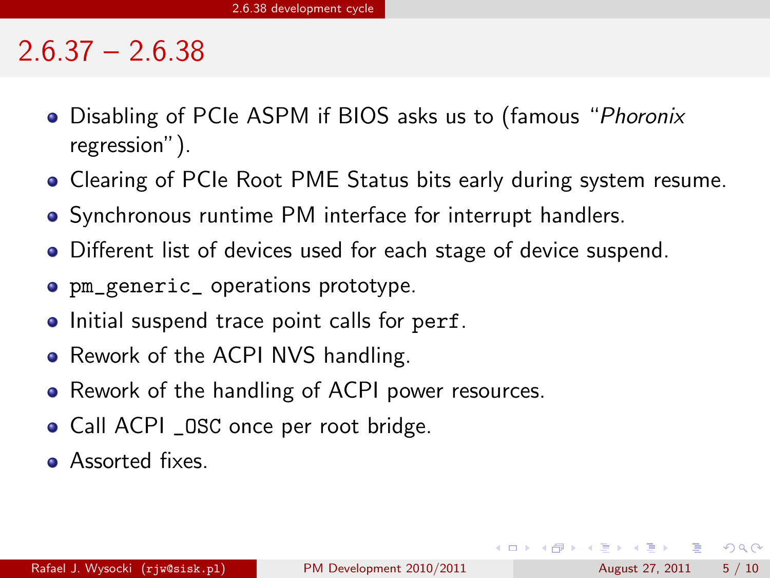# 2.6.37 – 2.6.38

- Disabling of PCIe ASPM if BIOS asks us to (famous "*Phoronix* regression").
- Clearing of PCIe Root PME Status bits early during system resume.
- Synchronous runtime PM interface for interrupt handlers.
- Different list of devices used for each stage of device suspend.
- `pm_generic_` operations prototype.
- Initial suspend trace point calls for `perf`.
- Rework of the ACPI NVS handling.
- Rework of the handling of ACPI power resources.
- Call ACPI `_OSC` once per root bridge.
- Assorted fixes.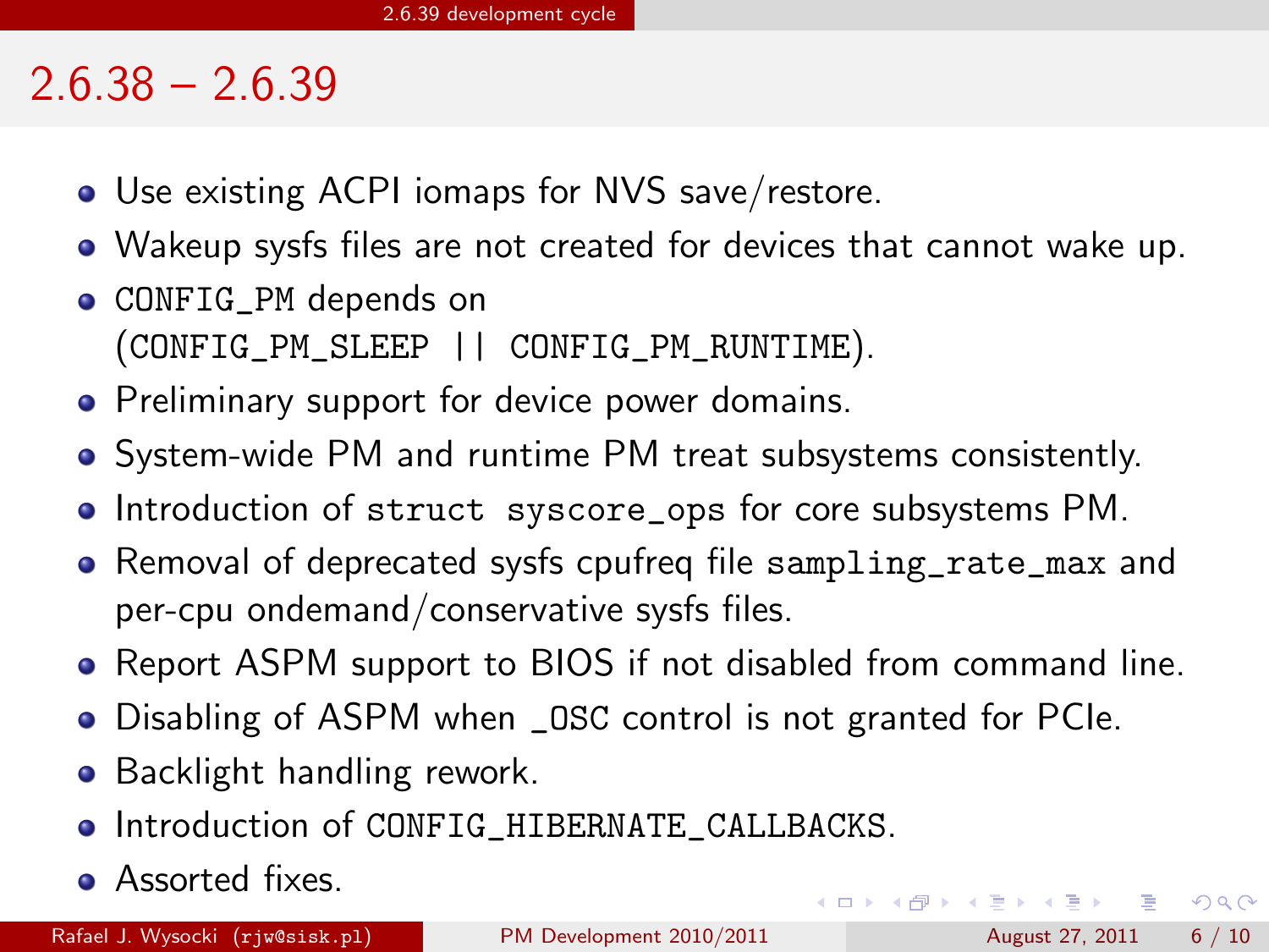# 2.6.38 – 2.6.39

- Use existing ACPI iomaps for NVS save/restore.
- Wakeup sysfs files are not created for devices that cannot wake up.
- `CONFIG_PM` depends on (`CONFIG_PM_SLEEP || CONFIG_PM_RUNTIME`).
- Preliminary support for device power domains.
- System-wide PM and runtime PM treat subsystems consistently.
- Introduction of `struct syscore_ops` for core subsystems PM.
- Removal of deprecated sysfs cpufreq file `sampling_rate_max` and per-cpu ondemand/conservative sysfs files.
- Report ASPM support to BIOS if not disabled from command line.
- Disabling of ASPM when `_OSC` control is not granted for PCIe.
- Backlight handling rework.
- Introduction of `CONFIG_HIBERNATE_CALLBACKS`.
- Assorted fixes.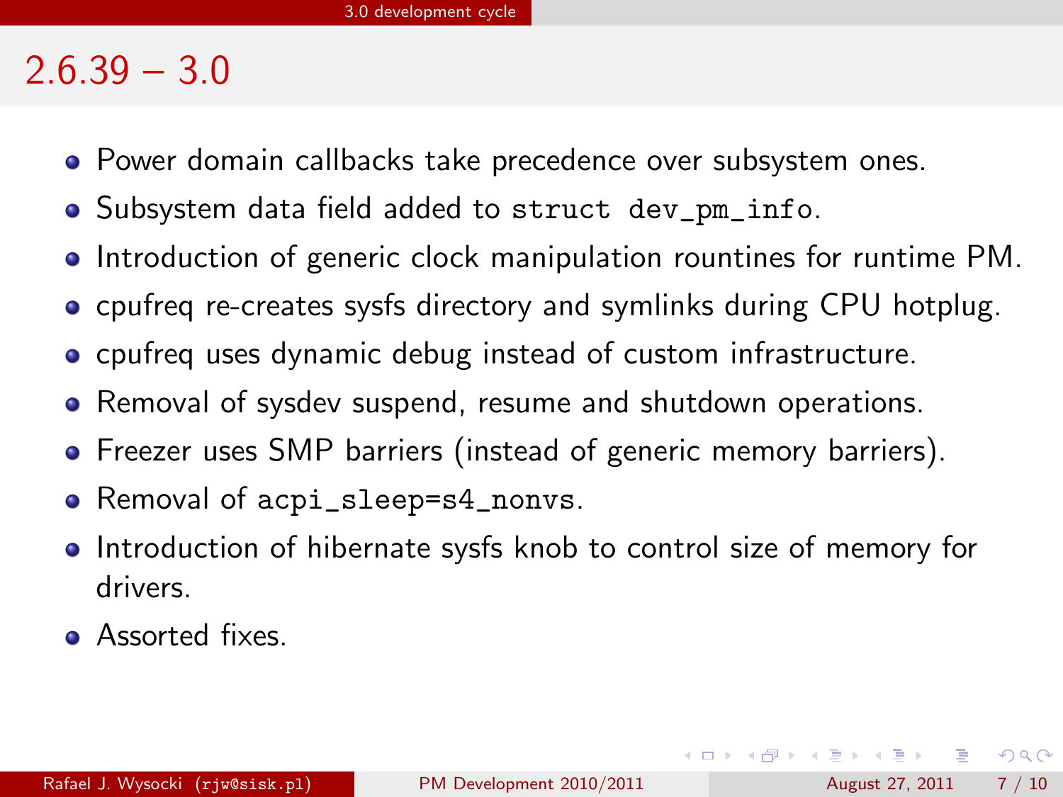# 2.6.39 – 3.0

- Power domain callbacks take precedence over subsystem ones.
- Subsystem data field added to `struct dev_pm_info`.
- Introduction of generic clock manipulation rountines for runtime PM.
- cpufreq re-creates sysfs directory and symlinks during CPU hotplug.
- cpufreq uses dynamic debug instead of custom infrastructure.
- Removal of sysdev suspend, resume and shutdown operations.
- Freezer uses SMP barriers (instead of generic memory barriers).
- Removal of `acpi_sleep=s4_nonvs`.
- Introduction of hibernate sysfs knob to control size of memory for drivers.
- Assorted fixes.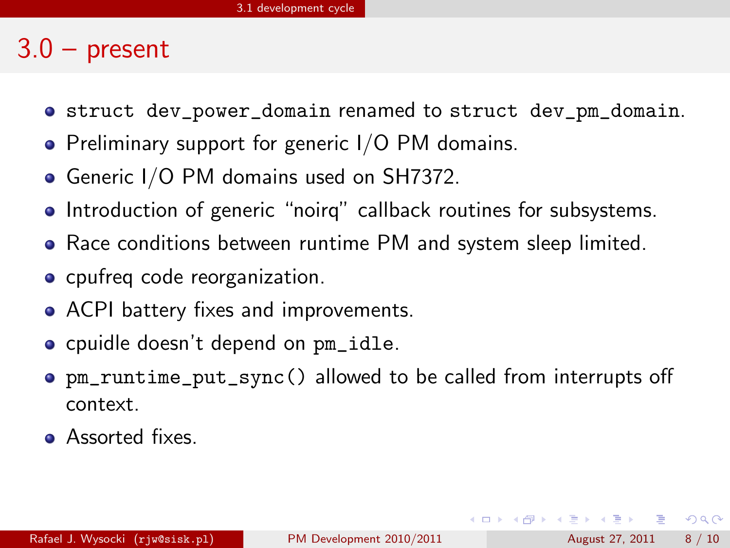## 3.0 – present

- `struct dev_power_domain` renamed to `struct dev_pm_domain`.
- Preliminary support for generic I/O PM domains.
- Generic I/O PM domains used on SH7372.
- Introduction of generic "noirq" callback routines for subsystems.
- Race conditions between runtime PM and system sleep limited.
- cpufreq code reorganization.
- ACPI battery fixes and improvements.
- cpuidle doesn't depend on `pm_idle`.
- `pm_runtime_put_sync()` allowed to be called from interrupts off context.
- Assorted fixes.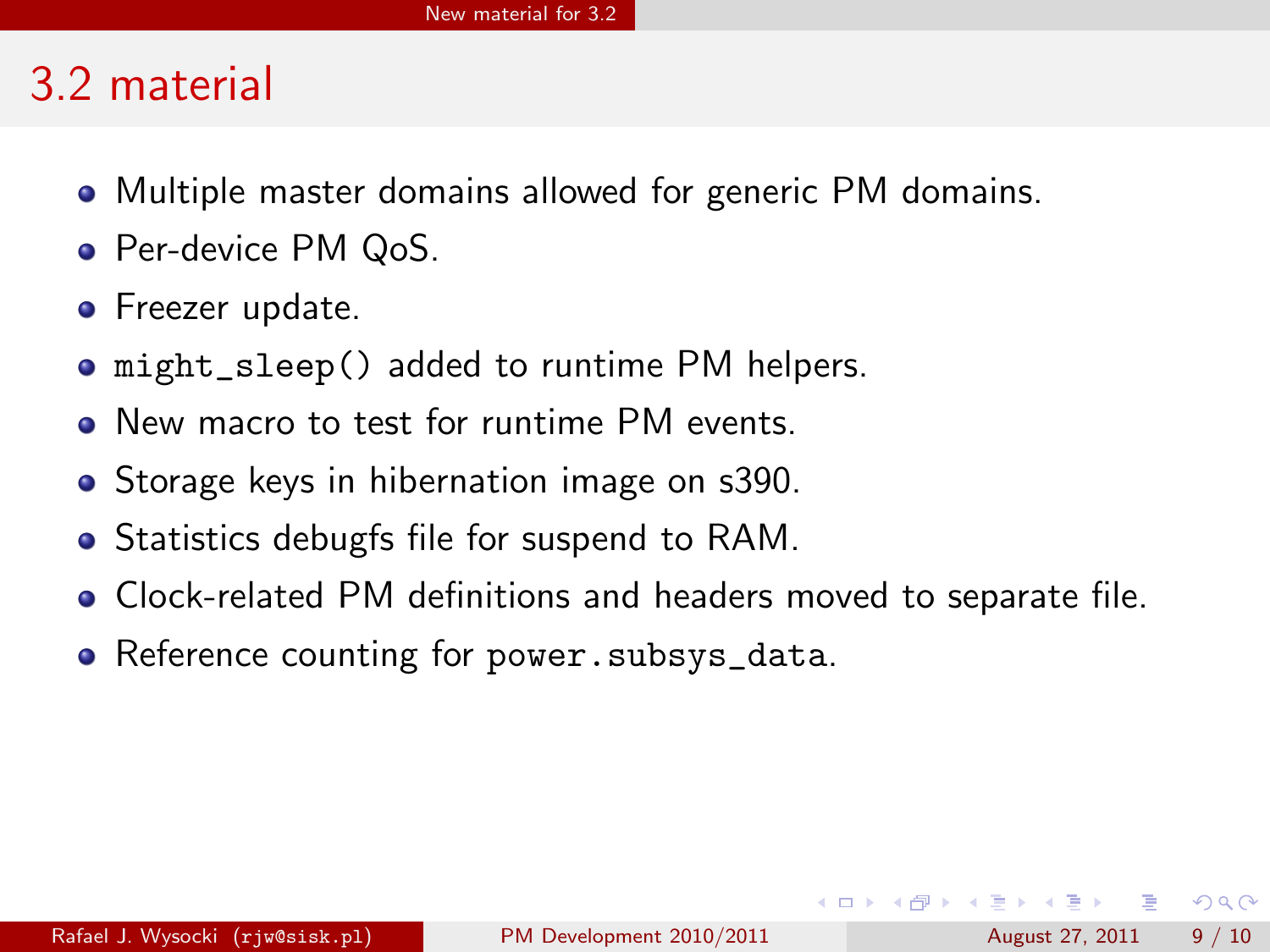# 3.2 material

- Multiple master domains allowed for generic PM domains.
- Per-device PM QoS.
- Freezer update.
- `might_sleep()` added to runtime PM helpers.
- New macro to test for runtime PM events.
- Storage keys in hibernation image on s390.
- Statistics debugfs file for suspend to RAM.
- Clock-related PM definitions and headers moved to separate file.
- Reference counting for `power.subsys_data`.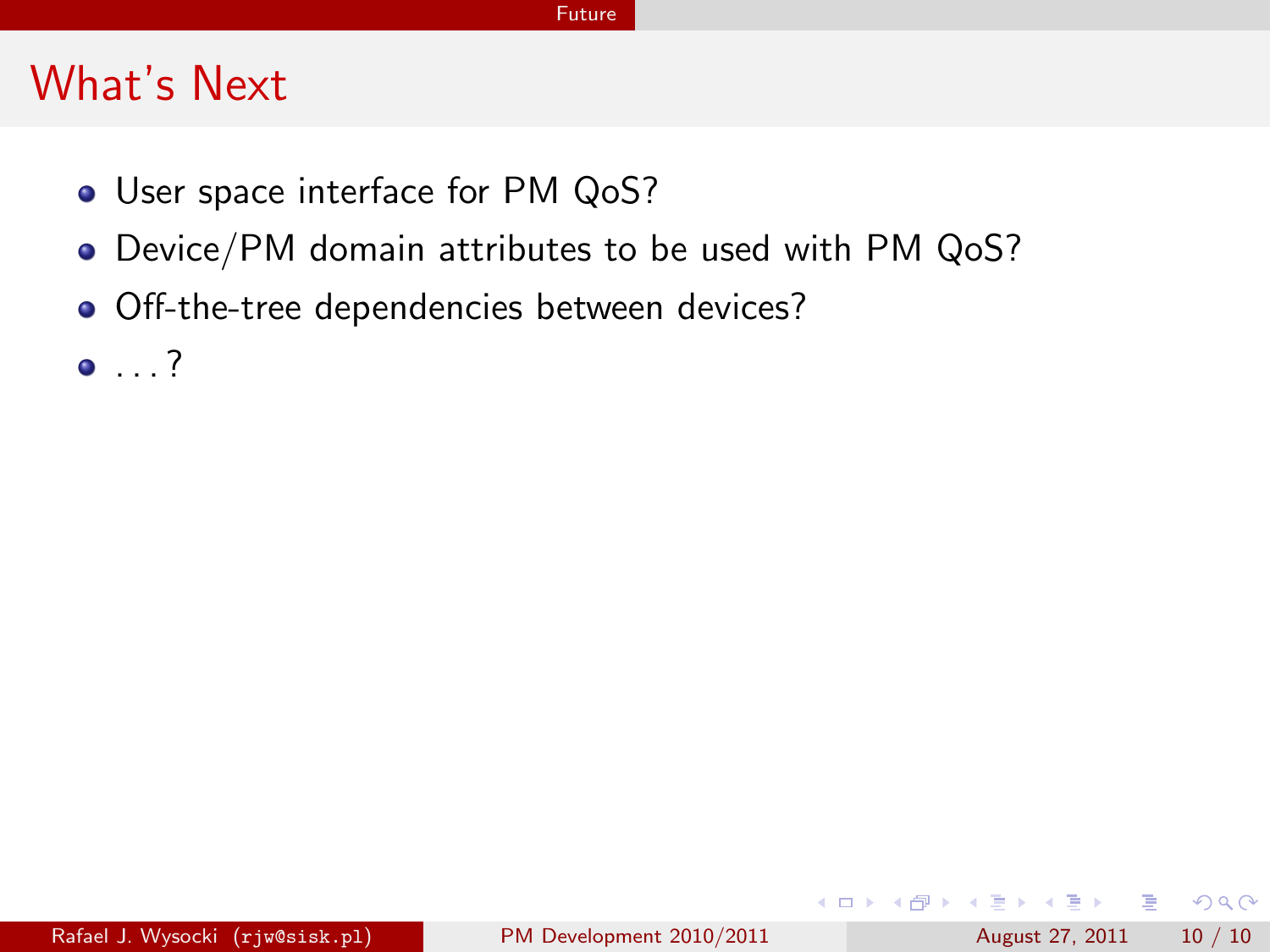# What's Next

- User space interface for PM QoS?
- Device/PM domain attributes to be used with PM QoS?
- Off-the-tree dependencies between devices?
- . . . ?